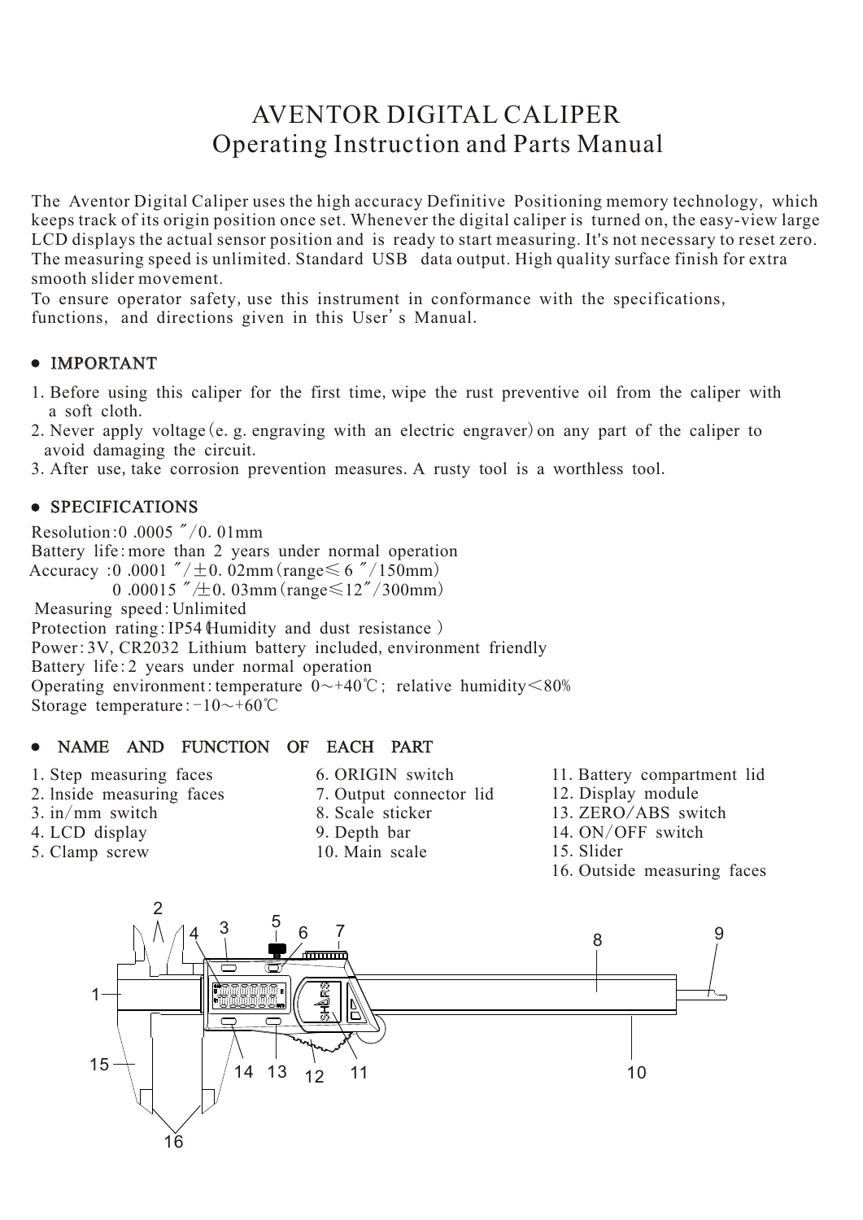# AVENTOR DIGITAL CALIPER
## Operating Instruction and Parts Manual

The Aventor Digital Caliper uses the high accuracy Definitive Positioning memory technology, which keeps track of its origin position once set. Whenever the digital caliper is turned on, the easy-view large LCD displays the actual sensor position and is ready to start measuring. It's not necessary to reset zero. The measuring speed is unlimited. Standard USB data output. High quality surface finish for extra smooth slider movement.

To ensure operator safety, use this instrument in conformance with the specifications, functions, and directions given in this User's Manual.

## ● IMPORTANT

1. Before using this caliper for the first time, wipe the rust preventive oil from the caliper with a soft cloth.
2. Never apply voltage (e. g. engraving with an electric engraver) on any part of the caliper to avoid damaging the circuit.
3. After use, take corrosion prevention measures. A rusty tool is a worthless tool.

## ● SPECIFICATIONS

Resolution: 0 .0005 ″/0. 01mm
Battery life: more than 2 years under normal operation
Accuracy : 0 .0001 ″/±0. 02mm (range≤ 6 ″/150mm)
0 .00015 ″/±0. 03mm (range≤12″/300mm)
Measuring speed: Unlimited
Protection rating: IP54 (Humidity and dust resistance )
Power: 3V, CR2032 Lithium battery included, environment friendly
Battery life: 2 years under normal operation
Operating environment: temperature 0～+40℃; relative humidity<80%
Storage temperature: -10～+60℃

## ● NAME AND FUNCTION OF EACH PART

1. Step measuring faces
2. lnside measuring faces
3. in/mm switch
4. LCD display
5. Clamp screw
6. ORIGIN switch
7. Output connector lid
8. Scale sticker
9. Depth bar
10. Main scale
11. Battery compartment lid
12. Display module
13. ZERO/ABS switch
14. ON/OFF switch
15. Slider
16. Outside measuring faces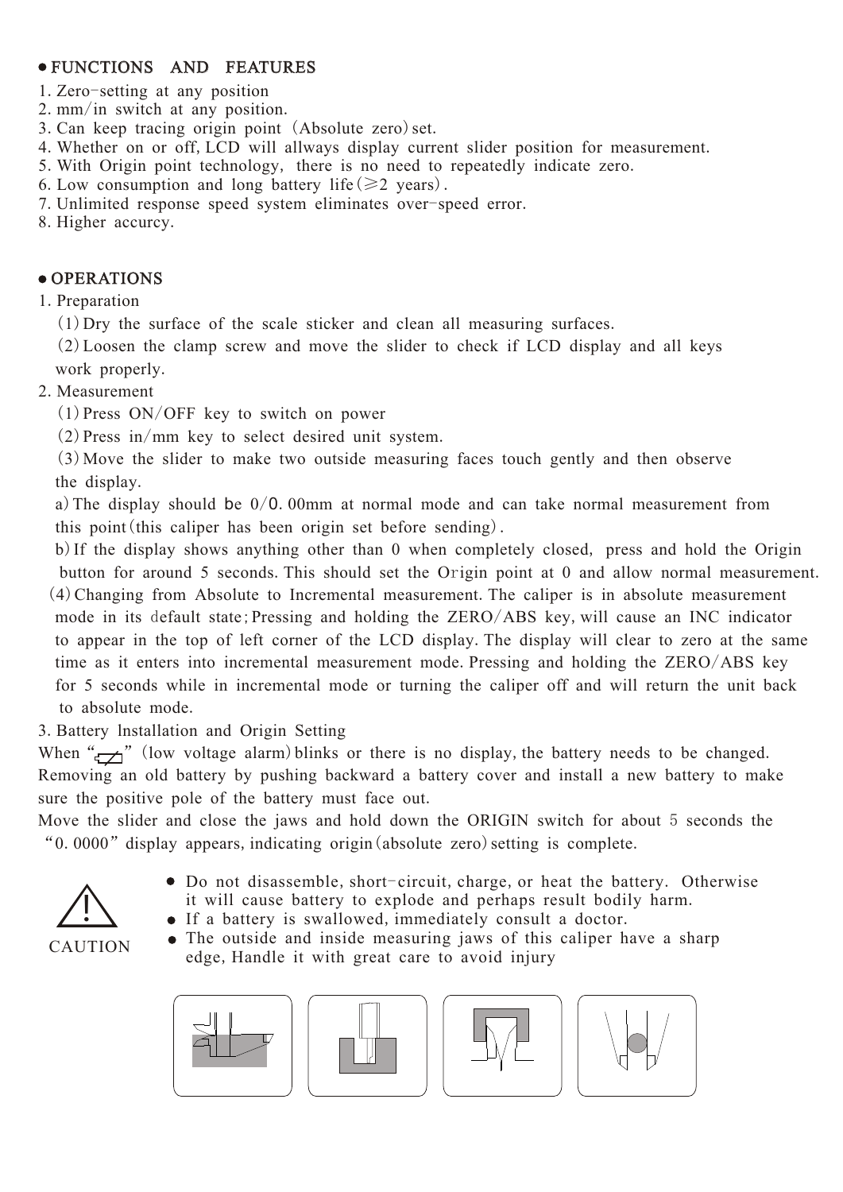## ● FUNCTIONS AND FEATURES

1. Zero-setting at any position
2. mm/in switch at any position.
3. Can keep tracing origin point (Absolute zero) set.
4. Whether on or off, LCD will allways display current slider position for measurement.
5. With Origin point technology, there is no need to repeatedly indicate zero.
6. Low consumption and long battery life (≥2 years).
7. Unlimited response speed system eliminates over-speed error.
8. Higher accurcy.

## ● OPERATIONS

1. Preparation

   (1) Dry the surface of the scale sticker and clean all measuring surfaces.

   (2) Loosen the clamp screw and move the slider to check if LCD display and all keys work properly.

2. Measurement

   (1) Press ON/OFF key to switch on power

   (2) Press in/mm key to select desired unit system.

   (3) Move the slider to make two outside measuring faces touch gently and then observe the display.

   a) The display should be 0/0.00mm at normal mode and can take normal measurement from this point (this caliper has been origin set before sending).

   b) If the display shows anything other than 0 when completely closed, press and hold the Origin button for around 5 seconds. This should set the Origin point at 0 and allow normal measurement.

   (4) Changing from Absolute to Incremental measurement. The caliper is in absolute measurement mode in its default state; Pressing and holding the ZERO/ABS key, will cause an INC indicator to appear in the top of left corner of the LCD display. The display will clear to zero at the same time as it enters into incremental measurement mode. Pressing and holding the ZERO/ABS key for 5 seconds while in incremental mode or turning the caliper off and will return the unit back to absolute mode.

3. Battery lnstallation and Origin Setting

When "⌿" (low voltage alarm) blinks or there is no display, the battery needs to be changed. Removing an old battery by pushing backward a battery cover and install a new battery to make sure the positive pole of the battery must face out.

Move the slider and close the jaws and hold down the ORIGIN switch for about 5 seconds the "0.0000" display appears, indicating origin (absolute zero) setting is complete.

CAUTION

- Do not disassemble, short-circuit, charge, or heat the battery. Otherwise it will cause battery to explode and perhaps result bodily harm.
- If a battery is swallowed, immediately consult a doctor.
- The outside and inside measuring jaws of this caliper have a sharp edge, Handle it with great care to avoid injury